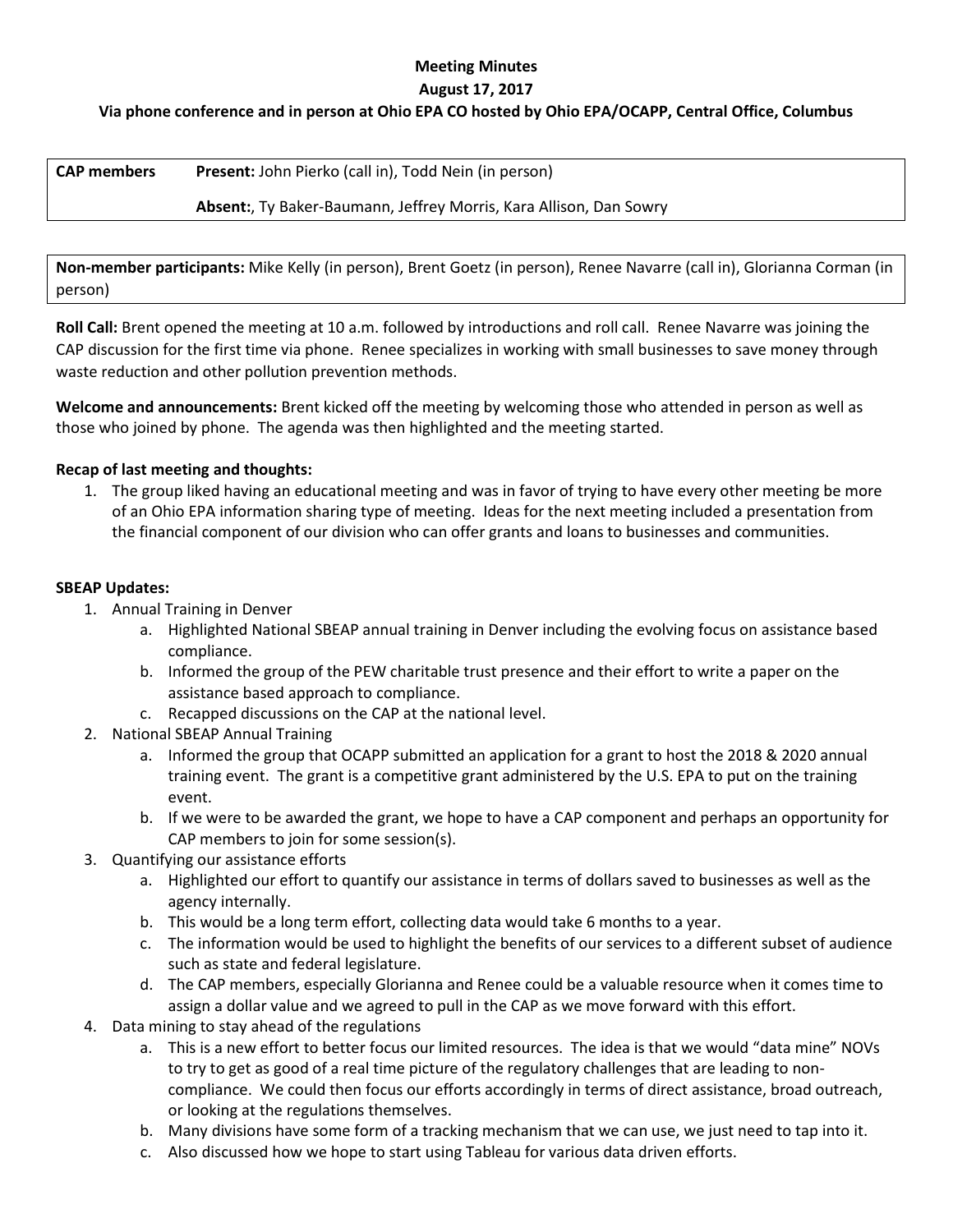**Meeting Minutes**

**August 17, 2017**

**Via phone conference and in person at Ohio EPA CO hosted by Ohio EPA/OCAPP, Central Office, Columbus**

| **CAP members** | **Present:** John Pierko (call in), Todd Nein (in person)<br><br>**Absent:**, Ty Baker-Baumann, Jeffrey Morris, Kara Allison, Dan Sowry |
|---|---|

**Non-member participants:** Mike Kelly (in person), Brent Goetz (in person), Renee Navarre (call in), Glorianna Corman (in person)

**Roll Call:** Brent opened the meeting at 10 a.m. followed by introductions and roll call. Renee Navarre was joining the CAP discussion for the first time via phone. Renee specializes in working with small businesses to save money through waste reduction and other pollution prevention methods.

**Welcome and announcements:** Brent kicked off the meeting by welcoming those who attended in person as well as those who joined by phone. The agenda was then highlighted and the meeting started.

**Recap of last meeting and thoughts:**

1. The group liked having an educational meeting and was in favor of trying to have every other meeting be more of an Ohio EPA information sharing type of meeting. Ideas for the next meeting included a presentation from the financial component of our division who can offer grants and loans to businesses and communities.

**SBEAP Updates:**

1. Annual Training in Denver
   a. Highlighted National SBEAP annual training in Denver including the evolving focus on assistance based compliance.
   b. Informed the group of the PEW charitable trust presence and their effort to write a paper on the assistance based approach to compliance.
   c. Recapped discussions on the CAP at the national level.
2. National SBEAP Annual Training
   a. Informed the group that OCAPP submitted an application for a grant to host the 2018 & 2020 annual training event. The grant is a competitive grant administered by the U.S. EPA to put on the training event.
   b. If we were to be awarded the grant, we hope to have a CAP component and perhaps an opportunity for CAP members to join for some session(s).
3. Quantifying our assistance efforts
   a. Highlighted our effort to quantify our assistance in terms of dollars saved to businesses as well as the agency internally.
   b. This would be a long term effort, collecting data would take 6 months to a year.
   c. The information would be used to highlight the benefits of our services to a different subset of audience such as state and federal legislature.
   d. The CAP members, especially Glorianna and Renee could be a valuable resource when it comes time to assign a dollar value and we agreed to pull in the CAP as we move forward with this effort.
4. Data mining to stay ahead of the regulations
   a. This is a new effort to better focus our limited resources. The idea is that we would "data mine" NOVs to try to get as good of a real time picture of the regulatory challenges that are leading to non-compliance. We could then focus our efforts accordingly in terms of direct assistance, broad outreach, or looking at the regulations themselves.
   b. Many divisions have some form of a tracking mechanism that we can use, we just need to tap into it.
   c. Also discussed how we hope to start using Tableau for various data driven efforts.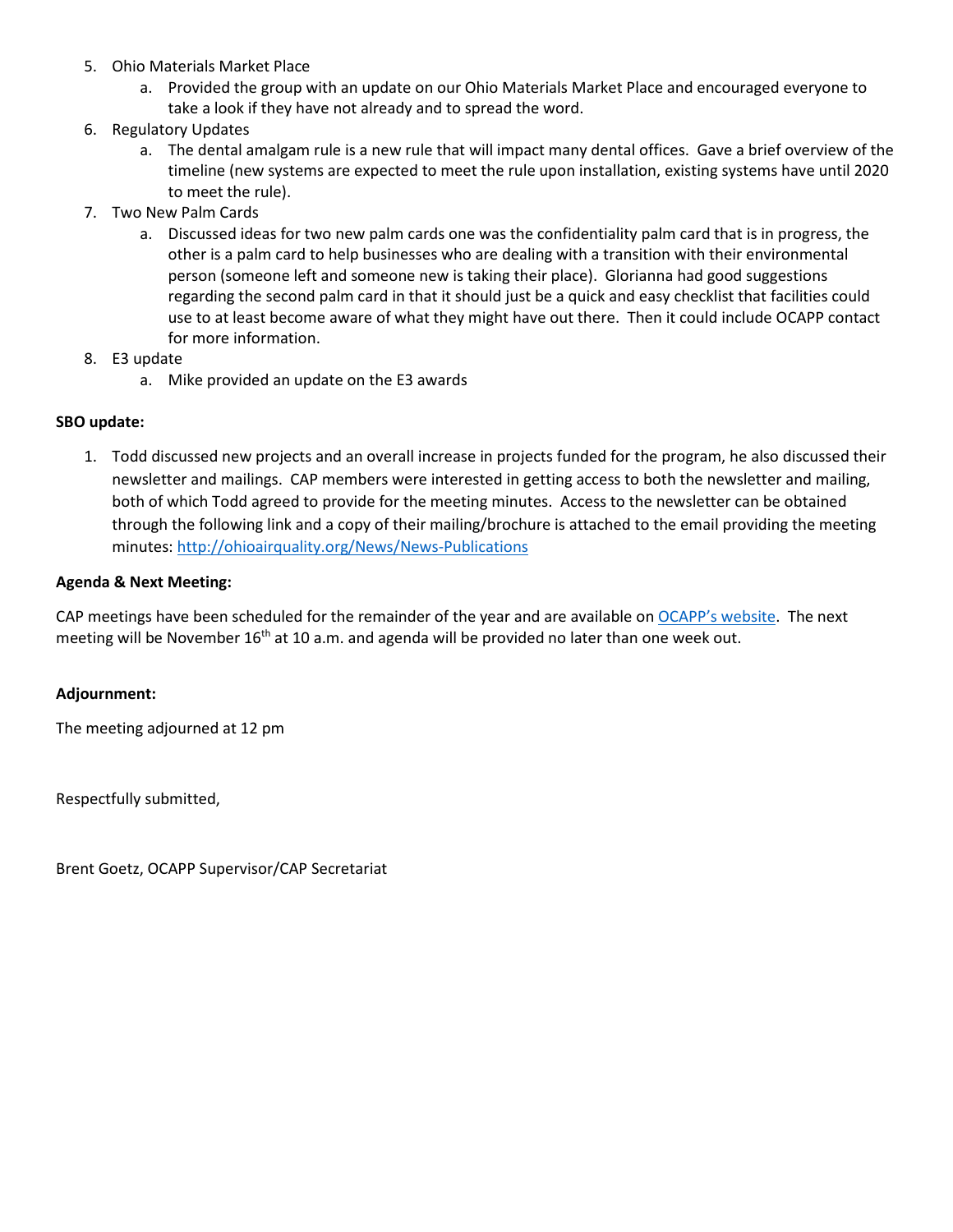5. Ohio Materials Market Place
    a. Provided the group with an update on our Ohio Materials Market Place and encouraged everyone to take a look if they have not already and to spread the word.
6. Regulatory Updates
    a. The dental amalgam rule is a new rule that will impact many dental offices. Gave a brief overview of the timeline (new systems are expected to meet the rule upon installation, existing systems have until 2020 to meet the rule).
7. Two New Palm Cards
    a. Discussed ideas for two new palm cards one was the confidentiality palm card that is in progress, the other is a palm card to help businesses who are dealing with a transition with their environmental person (someone left and someone new is taking their place). Glorianna had good suggestions regarding the second palm card in that it should just be a quick and easy checklist that facilities could use to at least become aware of what they might have out there. Then it could include OCAPP contact for more information.
8. E3 update
    a. Mike provided an update on the E3 awards

**SBO update:**

1. Todd discussed new projects and an overall increase in projects funded for the program, he also discussed their newsletter and mailings. CAP members were interested in getting access to both the newsletter and mailing, both of which Todd agreed to provide for the meeting minutes. Access to the newsletter can be obtained through the following link and a copy of their mailing/brochure is attached to the email providing the meeting minutes: http://ohioairquality.org/News/News-Publications

**Agenda & Next Meeting:**

CAP meetings have been scheduled for the remainder of the year and are available on OCAPP's website. The next meeting will be November 16th at 10 a.m. and agenda will be provided no later than one week out.

**Adjournment:**

The meeting adjourned at 12 pm

Respectfully submitted,

Brent Goetz, OCAPP Supervisor/CAP Secretariat